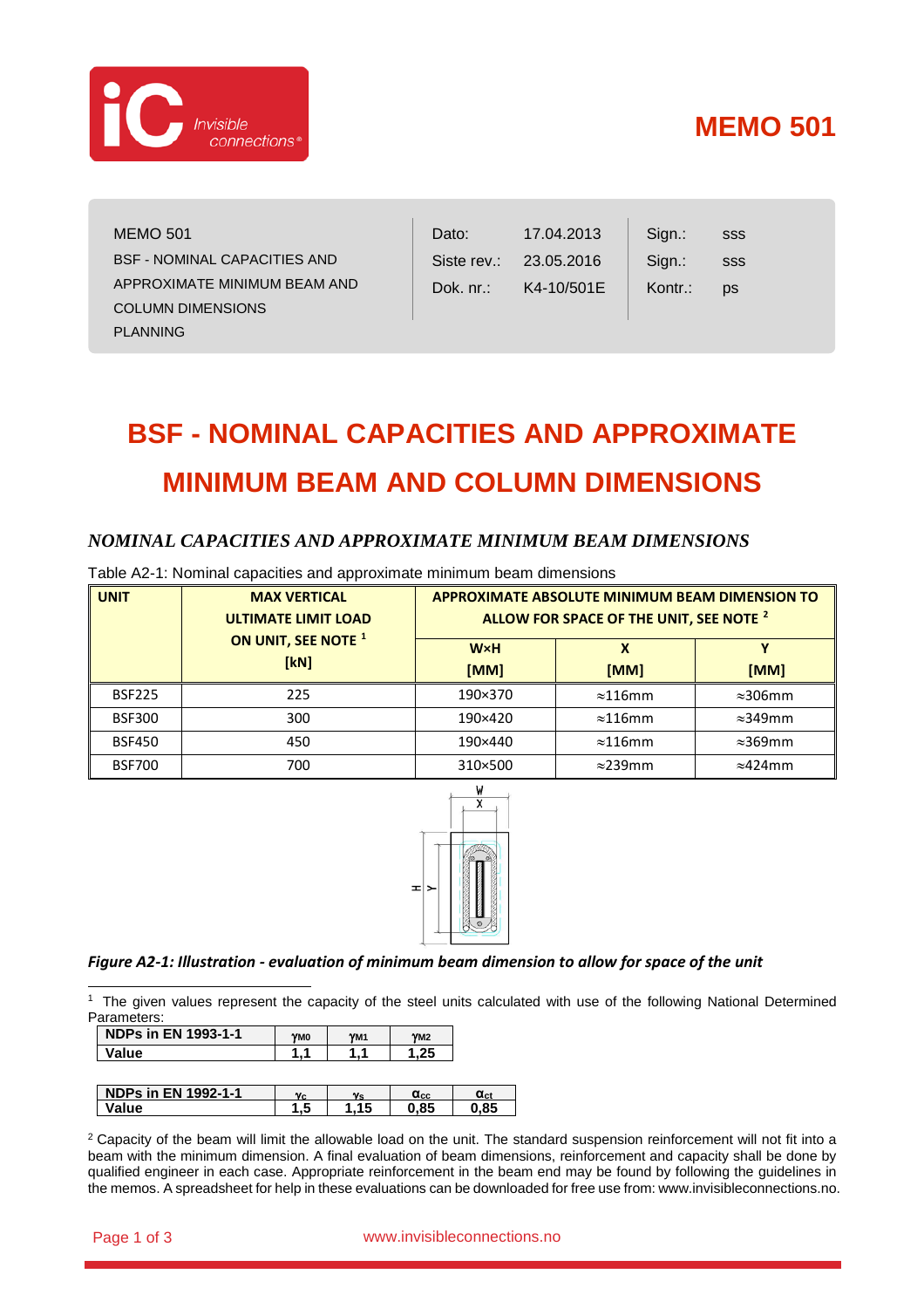# MEMO 501

| MEMO 501<br>BSF - NOMINAL CAPACITIES AND APPROXIMATE MINIMUM BEAM AND COLUMN DIMENSIONS<br>PLANNING | Dato: | 17.04.2013 | Sign.: | sss |
|---|---|---|---|---|
| | Siste rev.: | 23.05.2016 | Sign.: | sss |
| | Dok. nr.: | K4-10/501E | Kontr.: | ps |

# BSF - NOMINAL CAPACITIES AND APPROXIMATE MINIMUM BEAM AND COLUMN DIMENSIONS

## *NOMINAL CAPACITIES AND APPROXIMATE MINIMUM BEAM DIMENSIONS*

Table A2-1: Nominal capacities and approximate minimum beam dimensions

| UNIT | MAX VERTICAL ULTIMATE LIMIT LOAD ON UNIT, SEE NOTE [1] [kN] | APPROXIMATE ABSOLUTE MINIMUM BEAM DIMENSION TO ALLOW FOR SPACE OF THE UNIT, SEE NOTE [2] | | |
|---|---|---|---|---|
| | | W×H [MM] | X [MM] | Y [MM] |
| BSF225 | 225 | 190×370 | ≈116mm | ≈306mm |
| BSF300 | 300 | 190×420 | ≈116mm | ≈349mm |
| BSF450 | 450 | 190×440 | ≈116mm | ≈369mm |
| BSF700 | 700 | 310×500 | ≈239mm | ≈424mm |

***Figure A2-1: Illustration - evaluation of minimum beam dimension to allow for space of the unit***

[1] The given values represent the capacity of the steel units calculated with use of the following National Determined Parameters:

| NDPs in EN 1993-1-1 | $\gamma_{M0}$ | $\gamma_{M1}$ | $\gamma_{M2}$ |
|---|---|---|---|
| Value | 1,1 | 1,1 | 1,25 |

| NDPs in EN 1992-1-1 | $\gamma_c$ | $\gamma_s$ | $\alpha_{cc}$ | $\alpha_{ct}$ |
|---|---|---|---|---|
| Value | 1,5 | 1,15 | 0,85 | 0,85 |

[2] Capacity of the beam will limit the allowable load on the unit. The standard suspension reinforcement will not fit into a beam with the minimum dimension. A final evaluation of beam dimensions, reinforcement and capacity shall be done by qualified engineer in each case. Appropriate reinforcement in the beam end may be found by following the guidelines in the memos. A spreadsheet for help in these evaluations can be downloaded for free use from: www.invisibleconnections.no.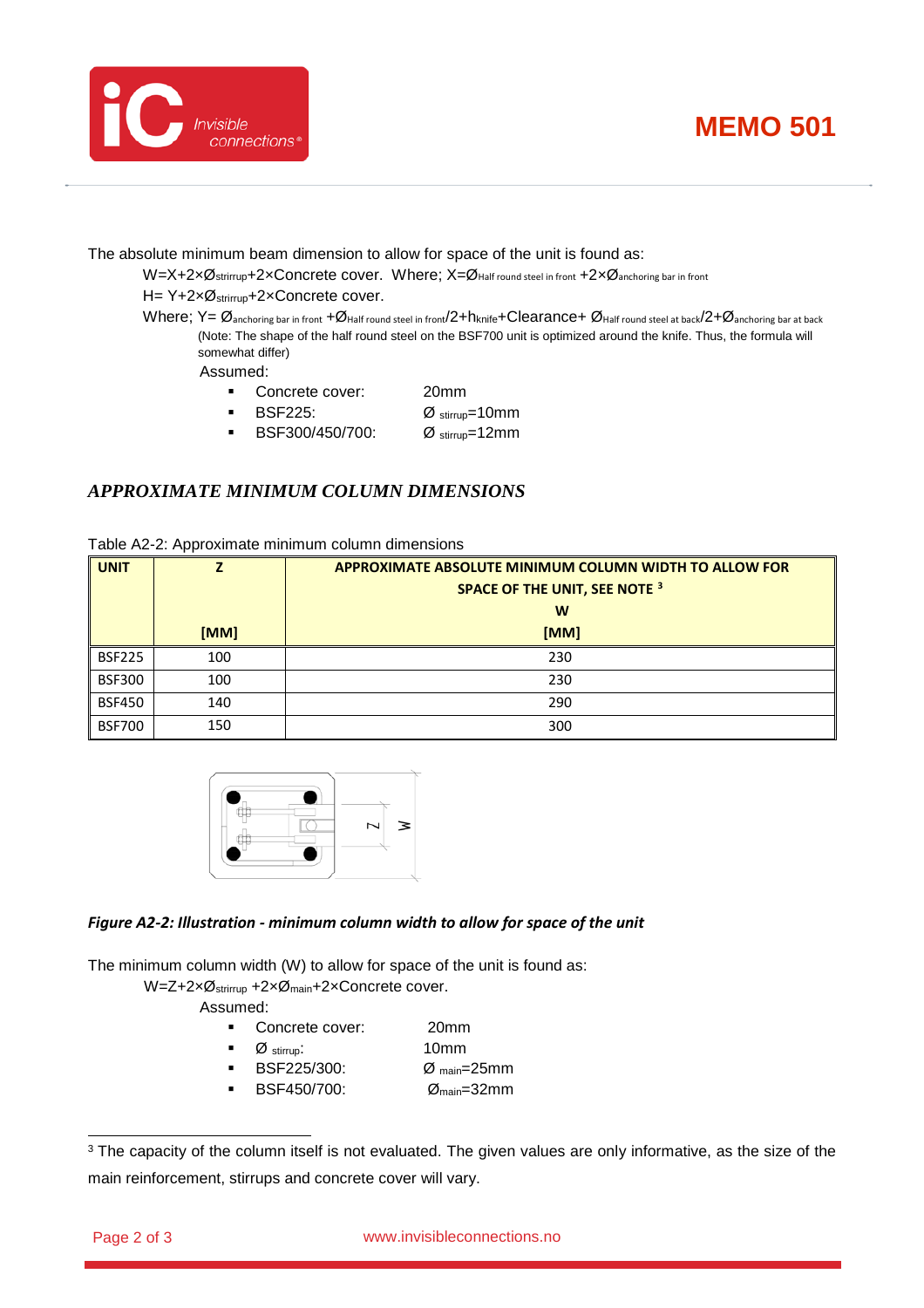The absolute minimum beam dimension to allow for space of the unit is found as:

$W = X + 2\times Ø_{stirrup} + 2\times\text{Concrete cover}$. Where; $X = Ø_{\text{Half round steel in front}} + 2\times Ø_{\text{anchoring bar in front}}$

$H = Y + 2\times Ø_{stirrup} + 2\times\text{Concrete cover}$.

Where; $Y = Ø_{\text{anchoring bar in front}} + Ø_{\text{Half round steel in front}}/2 + h_{knife} + \text{Clearance} + Ø_{\text{Half round steel at back}}/2 + Ø_{\text{anchoring bar at back}}$

(Note: The shape of the half round steel on the BSF700 unit is optimized around the knife. Thus, the formula will somewhat differ)

Assumed:

- Concrete cover: 20mm
- BSF225: $Ø_{stirrup}$=10mm
- BSF300/450/700: $Ø_{stirrup}$=12mm

## *APPROXIMATE MINIMUM COLUMN DIMENSIONS*

Table A2-2: Approximate minimum column dimensions

| UNIT | Z [MM] | APPROXIMATE ABSOLUTE MINIMUM COLUMN WIDTH TO ALLOW FOR SPACE OF THE UNIT, SEE NOTE [3] W [MM] |
|---|---|---|
| BSF225 | 100 | 230 |
| BSF300 | 100 | 230 |
| BSF450 | 140 | 290 |
| BSF700 | 150 | 300 |

***Figure A2-2: Illustration - minimum column width to allow for space of the unit***

The minimum column width (W) to allow for space of the unit is found as:

$W = Z + 2\times Ø_{stirrup} + 2\times Ø_{main} + 2\times\text{Concrete cover}$.

Assumed:

- Concrete cover: 20mm
- $Ø_{stirrup}$: 10mm
- BSF225/300: $Ø_{main}$=25mm
- BSF450/700: $Ø_{main}$=32mm

[3] The capacity of the column itself is not evaluated. The given values are only informative, as the size of the main reinforcement, stirrups and concrete cover will vary.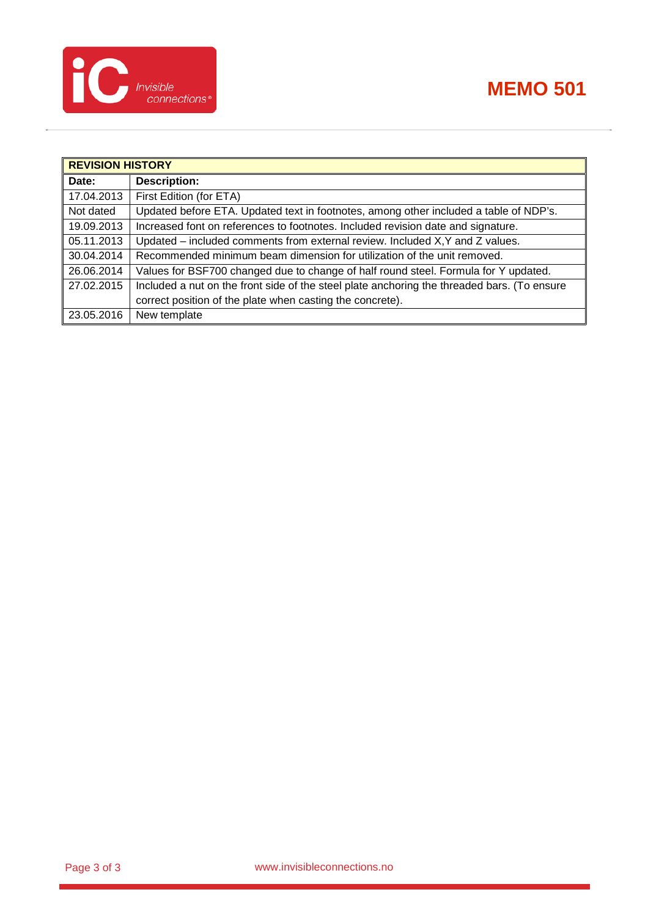| REVISION HISTORY | |
|---|---|
| **Date:** | **Description:** |
| 17.04.2013 | First Edition (for ETA) |
| Not dated | Updated before ETA. Updated text in footnotes, among other included a table of NDP's. |
| 19.09.2013 | Increased font on references to footnotes. Included revision date and signature. |
| 05.11.2013 | Updated – included comments from external review. Included X,Y and Z values. |
| 30.04.2014 | Recommended minimum beam dimension for utilization of the unit removed. |
| 26.06.2014 | Values for BSF700 changed due to change of half round steel. Formula for Y updated. |
| 27.02.2015 | Included a nut on the front side of the steel plate anchoring the threaded bars. (To ensure correct position of the plate when casting the concrete). |
| 23.05.2016 | New template |